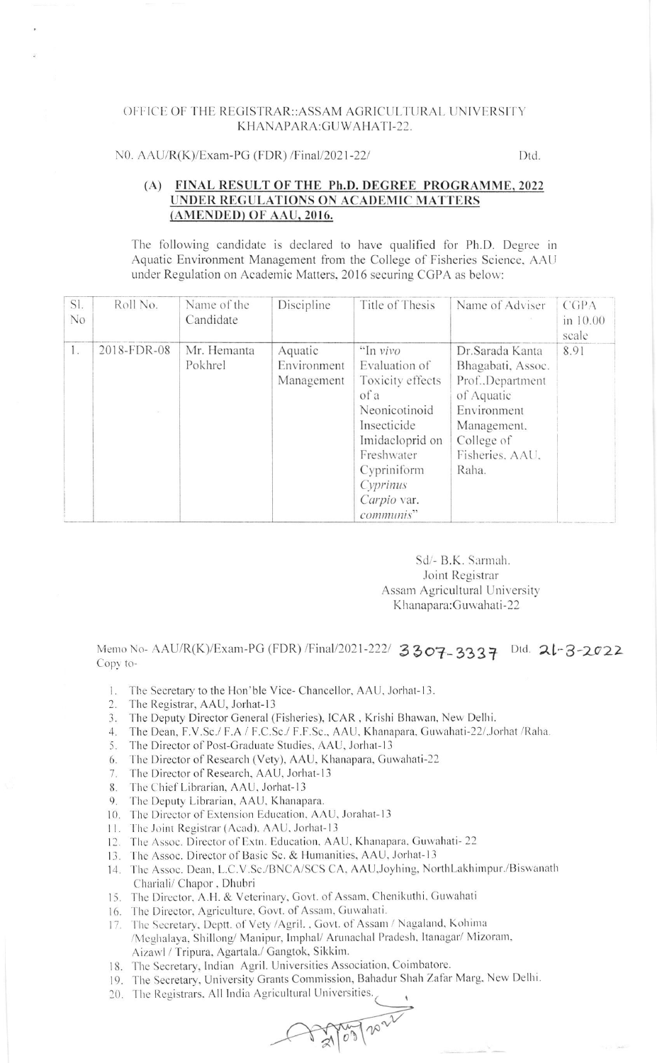OFFICE OF THE REGISTRAR::ASSAM AGRICULTURAL UNIVERSITY
KHANAPARA:GUWAHATI-22.

N0. AAU/R(K)/Exam-PG (FDR) /Final/2021-22/ Dtd.

## (A) FINAL RESULT OF THE Ph.D. DEGREE PROGRAMME, 2022 UNDER REGULATIONS ON ACADEMIC MATTERS (AMENDED) OF AAU, 2016.

The following candidate is declared to have qualified for Ph.D. Degree in Aquatic Environment Management from the College of Fisheries Science, AAU under Regulation on Academic Matters, 2016 securing CGPA as below:

| Sl. No | Roll No. | Name of the Candidate | Discipline | Title of Thesis | Name of Adviser | CGPA in 10.00 scale |
|---|---|---|---|---|---|---|
| 1. | 2018-FDR-08 | Mr. Hemanta Pokhrel | Aquatic Environment Management | "In *vivo* Evaluation of Toxicity effects of a Neonicotinoid Insecticide Imidacloprid on Freshwater Cypriniform *Cyprinus Carpio* var. *communis*" | Dr.Sarada Kanta Bhagabati, Assoc. Prof.,Department of Aquatic Environment Management. College of Fisheries. AAU, Raha. | 8.91 |

Sd/- B.K. Sarmah.
Joint Registrar
Assam Agricultural University
Khanapara:Guwahati-22

Memo No- AAU/R(K)/Exam-PG (FDR) /Final/2021-222/ 3307-3337 Dtd. 21-3-2022

Copy to-

1. The Secretary to the Hon'ble Vice- Chancellor, AAU, Jorhat-13.
2. The Registrar, AAU, Jorhat-13
3. The Deputy Director General (Fisheries), ICAR , Krishi Bhawan, New Delhi.
4. The Dean, F.V.Sc./ F.A / F.C.Sc./ F.F.Sc., AAU, Khanapara, Guwahati-22/,Jorhat /Raha.
5. The Director of Post-Graduate Studies, AAU, Jorhat-13
6. The Director of Research (Vety), AAU, Khanapara, Guwahati-22
7. The Director of Research, AAU, Jorhat-13
8. The Chief Librarian, AAU, Jorhat-13
9. The Deputy Librarian, AAU, Khanapara.
10. The Director of Extension Education, AAU, Jorahat-13
11. The Joint Registrar (Acad), AAU, Jorhat-13
12. The Assoc. Director of Extn. Education, AAU, Khanapara, Guwahati- 22
13. The Assoc. Director of Basic Sc. & Humanities, AAU, Jorhat-13
14. The Assoc. Dean, L.C.V.Sc./BNCA/SCS CA, AAU,Joyhing, NorthLakhimpur./Biswanath Chariali/ Chapor , Dhubri
15. The Director, A.H. & Veterinary, Govt. of Assam, Chenikuthi, Guwahati
16. The Director, Agriculture, Govt. of Assam, Guwahati.
17. The Secretary, Deptt. of Vety /Agril. , Govt. of Assam / Nagaland, Kohima /Meghalaya, Shillong/ Manipur, Imphal/ Arunachal Pradesh, Itanagar/ Mizoram, Aizawl / Tripura, Agartala./ Gangtok, Sikkim.
18. The Secretary, Indian Agril. Universities Association, Coimbatore.
19. The Secretary, University Grants Commission, Bahadur Shah Zafar Marg, New Delhi.
20. The Registrars, All India Agricultural Universities.

21/03/2022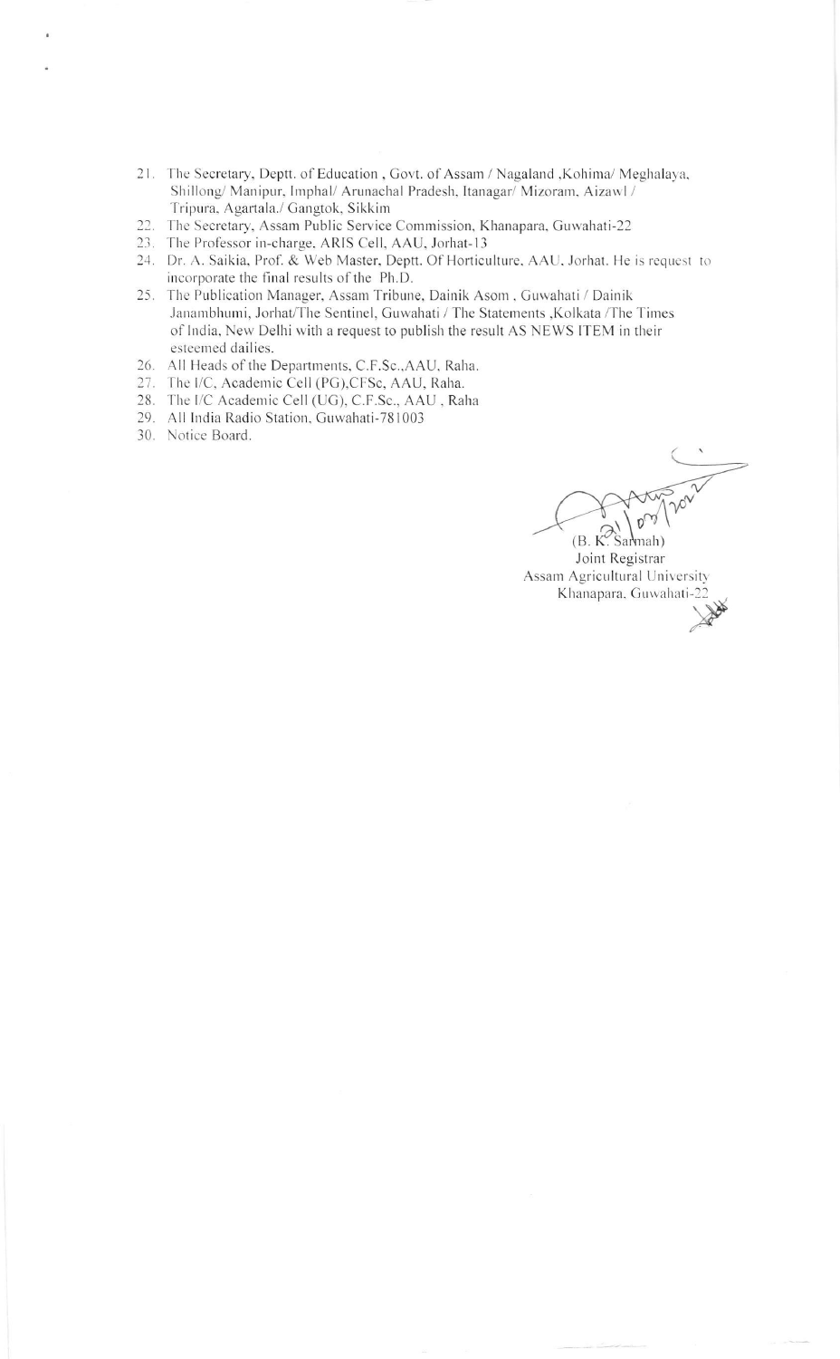21. The Secretary, Deptt. of Education , Govt. of Assam / Nagaland ,Kohima/ Meghalaya, Shillong/ Manipur, Imphal/ Arunachal Pradesh, Itanagar/ Mizoram, Aizawl / Tripura, Agartala./ Gangtok, Sikkim
22. The Secretary, Assam Public Service Commission, Khanapara, Guwahati-22
23. The Professor in-charge, ARIS Cell, AAU, Jorhat-13
24. Dr. A. Saikia, Prof. & Web Master, Deptt. Of Horticulture, AAU, Jorhat. He is request to incorporate the final results of the Ph.D.
25. The Publication Manager, Assam Tribune, Dainik Asom , Guwahati / Dainik Janambhumi, Jorhat/The Sentinel, Guwahati / The Statements ,Kolkata /The Times of India, New Delhi with a request to publish the result AS NEWS ITEM in their esteemed dailies.
26. All Heads of the Departments, C.F.Sc.,AAU, Raha.
27. The I/C, Academic Cell (PG),CFSc, AAU, Raha.
28. The I/C Academic Cell (UG), C.F.Sc., AAU , Raha
29. All India Radio Station, Guwahati-781003
30. Notice Board.

(B. K. Sarmah)
Joint Registrar
Assam Agricultural University
Khanapara, Guwahati-22